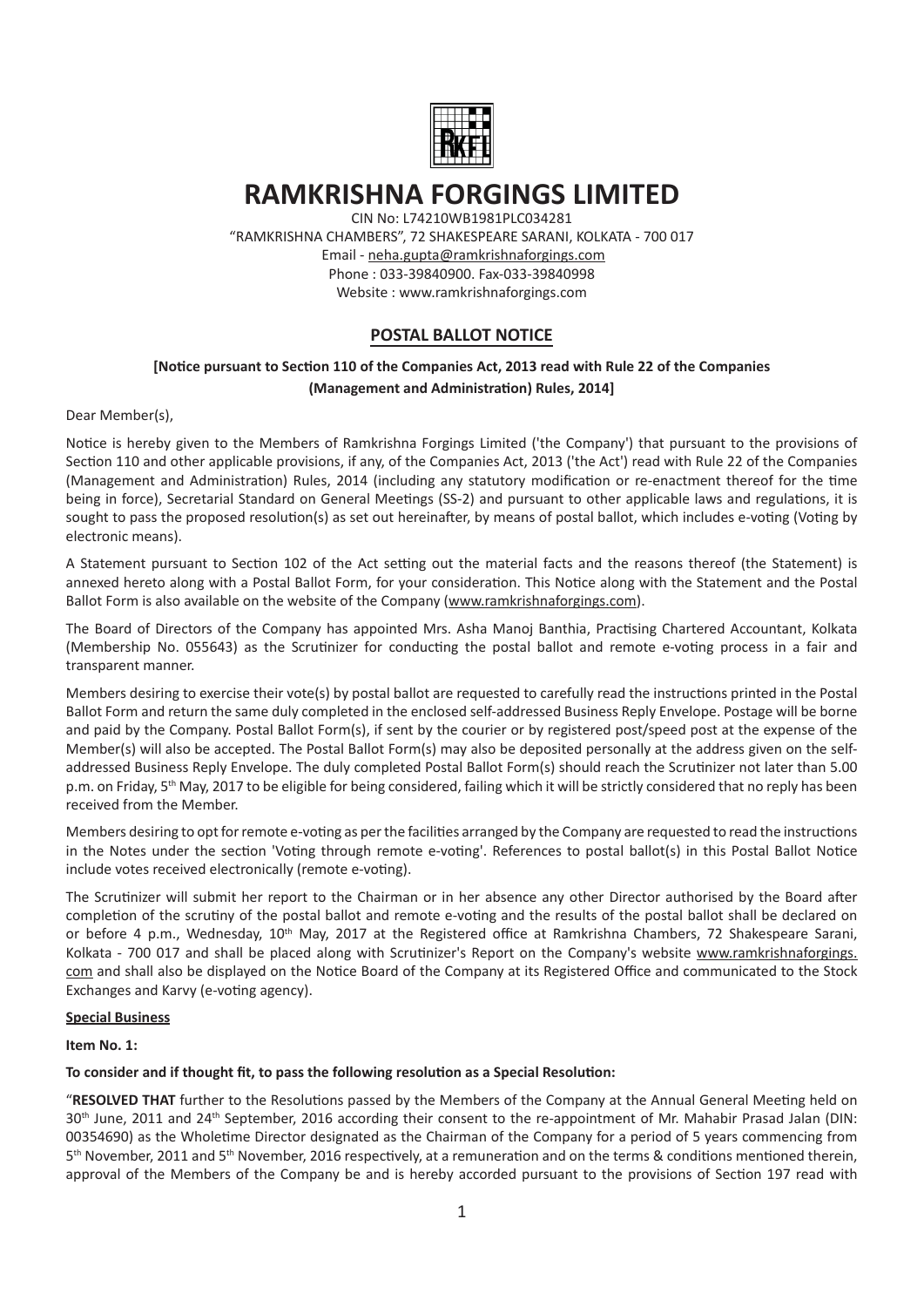# RAMKRISHNA FORGINGS LIMITED

CIN No: L74210WB1981PLC034281
"RAMKRISHNA CHAMBERS", 72 SHAKESPEARE SARANI, KOLKATA - 700 017
Email - neha.gupta@ramkrishnaforgings.com
Phone : 033-39840900. Fax-033-39840998
Website : www.ramkrishnaforgings.com

## POSTAL BALLOT NOTICE

**[Notice pursuant to Section 110 of the Companies Act, 2013 read with Rule 22 of the Companies (Management and Administration) Rules, 2014]**

Dear Member(s),

Notice is hereby given to the Members of Ramkrishna Forgings Limited ('the Company') that pursuant to the provisions of Section 110 and other applicable provisions, if any, of the Companies Act, 2013 ('the Act') read with Rule 22 of the Companies (Management and Administration) Rules, 2014 (including any statutory modification or re-enactment thereof for the time being in force), Secretarial Standard on General Meetings (SS-2) and pursuant to other applicable laws and regulations, it is sought to pass the proposed resolution(s) as set out hereinafter, by means of postal ballot, which includes e-voting (Voting by electronic means).

A Statement pursuant to Section 102 of the Act setting out the material facts and the reasons thereof (the Statement) is annexed hereto along with a Postal Ballot Form, for your consideration. This Notice along with the Statement and the Postal Ballot Form is also available on the website of the Company (www.ramkrishnaforgings.com).

The Board of Directors of the Company has appointed Mrs. Asha Manoj Banthia, Practising Chartered Accountant, Kolkata (Membership No. 055643) as the Scrutinizer for conducting the postal ballot and remote e-voting process in a fair and transparent manner.

Members desiring to exercise their vote(s) by postal ballot are requested to carefully read the instructions printed in the Postal Ballot Form and return the same duly completed in the enclosed self-addressed Business Reply Envelope. Postage will be borne and paid by the Company. Postal Ballot Form(s), if sent by the courier or by registered post/speed post at the expense of the Member(s) will also be accepted. The Postal Ballot Form(s) may also be deposited personally at the address given on the self-addressed Business Reply Envelope. The duly completed Postal Ballot Form(s) should reach the Scrutinizer not later than 5.00 p.m. on Friday, 5th May, 2017 to be eligible for being considered, failing which it will be strictly considered that no reply has been received from the Member.

Members desiring to opt for remote e-voting as per the facilities arranged by the Company are requested to read the instructions in the Notes under the section 'Voting through remote e-voting'. References to postal ballot(s) in this Postal Ballot Notice include votes received electronically (remote e-voting).

The Scrutinizer will submit her report to the Chairman or in her absence any other Director authorised by the Board after completion of the scrutiny of the postal ballot and remote e-voting and the results of the postal ballot shall be declared on or before 4 p.m., Wednesday, 10th May, 2017 at the Registered office at Ramkrishna Chambers, 72 Shakespeare Sarani, Kolkata - 700 017 and shall be placed along with Scrutinizer's Report on the Company's website www.ramkrishnaforgings.com and shall also be displayed on the Notice Board of the Company at its Registered Office and communicated to the Stock Exchanges and Karvy (e-voting agency).

**Special Business**

**Item No. 1:**

**To consider and if thought fit, to pass the following resolution as a Special Resolution:**

"**RESOLVED THAT** further to the Resolutions passed by the Members of the Company at the Annual General Meeting held on 30th June, 2011 and 24th September, 2016 according their consent to the re-appointment of Mr. Mahabir Prasad Jalan (DIN: 00354690) as the Wholetime Director designated as the Chairman of the Company for a period of 5 years commencing from 5th November, 2011 and 5th November, 2016 respectively, at a remuneration and on the terms & conditions mentioned therein, approval of the Members of the Company be and is hereby accorded pursuant to the provisions of Section 197 read with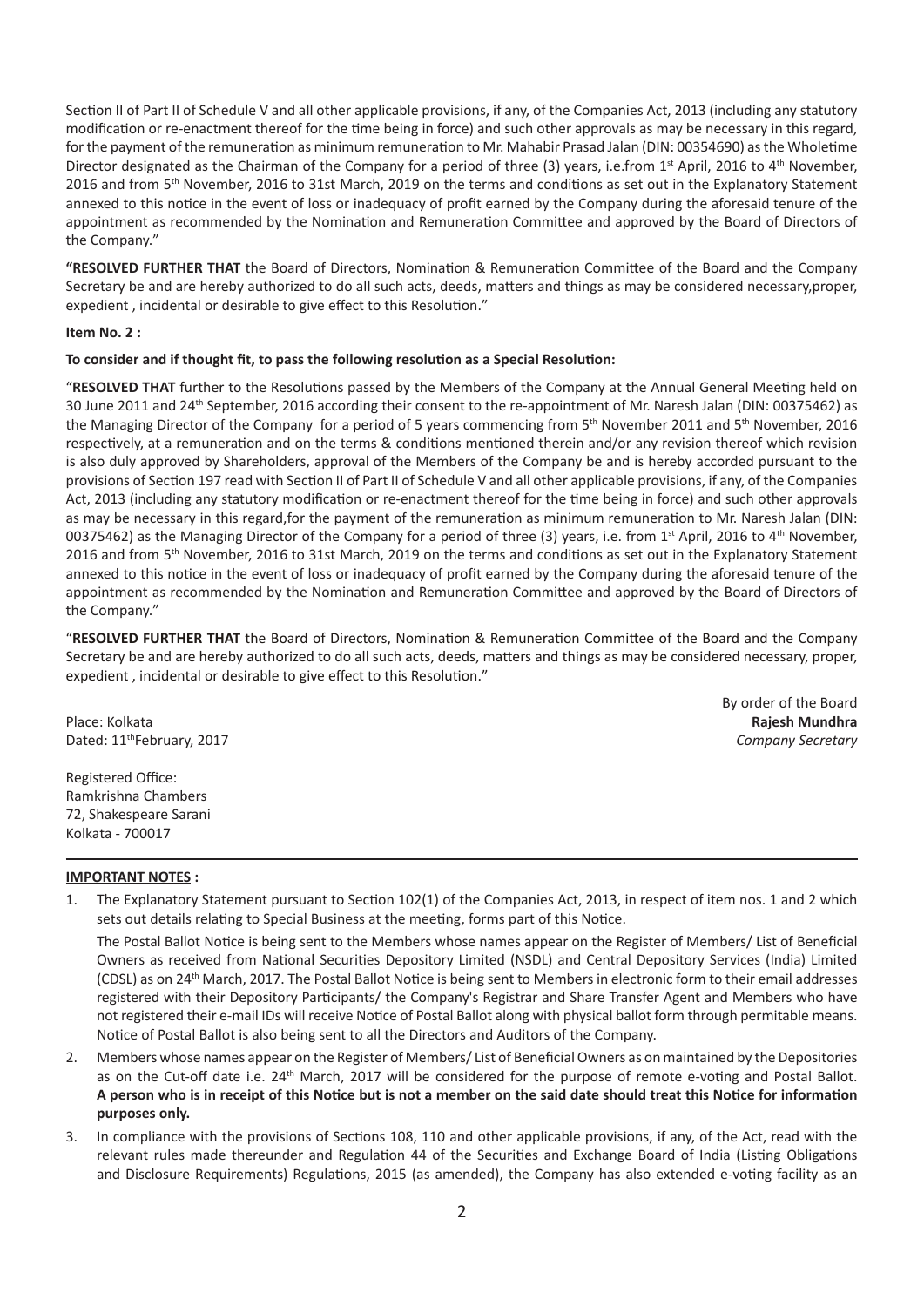Section II of Part II of Schedule V and all other applicable provisions, if any, of the Companies Act, 2013 (including any statutory modification or re-enactment thereof for the time being in force) and such other approvals as may be necessary in this regard, for the payment of the remuneration as minimum remuneration to Mr. Mahabir Prasad Jalan (DIN: 00354690) as the Wholetime Director designated as the Chairman of the Company for a period of three (3) years, i.e.from 1st April, 2016 to 4th November, 2016 and from 5th November, 2016 to 31st March, 2019 on the terms and conditions as set out in the Explanatory Statement annexed to this notice in the event of loss or inadequacy of profit earned by the Company during the aforesaid tenure of the appointment as recommended by the Nomination and Remuneration Committee and approved by the Board of Directors of the Company."

**"RESOLVED FURTHER THAT** the Board of Directors, Nomination & Remuneration Committee of the Board and the Company Secretary be and are hereby authorized to do all such acts, deeds, matters and things as may be considered necessary,proper, expedient , incidental or desirable to give effect to this Resolution."

**Item No. 2 :**

**To consider and if thought fit, to pass the following resolution as a Special Resolution:**

"**RESOLVED THAT** further to the Resolutions passed by the Members of the Company at the Annual General Meeting held on 30 June 2011 and 24th September, 2016 according their consent to the re-appointment of Mr. Naresh Jalan (DIN: 00375462) as the Managing Director of the Company for a period of 5 years commencing from 5th November 2011 and 5th November, 2016 respectively, at a remuneration and on the terms & conditions mentioned therein and/or any revision thereof which revision is also duly approved by Shareholders, approval of the Members of the Company be and is hereby accorded pursuant to the provisions of Section 197 read with Section II of Part II of Schedule V and all other applicable provisions, if any, of the Companies Act, 2013 (including any statutory modification or re-enactment thereof for the time being in force) and such other approvals as may be necessary in this regard,for the payment of the remuneration as minimum remuneration to Mr. Naresh Jalan (DIN: 00375462) as the Managing Director of the Company for a period of three (3) years, i.e. from 1st April, 2016 to 4th November, 2016 and from 5th November, 2016 to 31st March, 2019 on the terms and conditions as set out in the Explanatory Statement annexed to this notice in the event of loss or inadequacy of profit earned by the Company during the aforesaid tenure of the appointment as recommended by the Nomination and Remuneration Committee and approved by the Board of Directors of the Company."

"**RESOLVED FURTHER THAT** the Board of Directors, Nomination & Remuneration Committee of the Board and the Company Secretary be and are hereby authorized to do all such acts, deeds, matters and things as may be considered necessary, proper, expedient , incidental or desirable to give effect to this Resolution."

By order of the Board
**Rajesh Mundhra**
*Company Secretary*

Place: Kolkata
Dated: 11thFebruary, 2017

Registered Office:
Ramkrishna Chambers
72, Shakespeare Sarani
Kolkata - 700017

**IMPORTANT NOTES :**

1. The Explanatory Statement pursuant to Section 102(1) of the Companies Act, 2013, in respect of item nos. 1 and 2 which sets out details relating to Special Business at the meeting, forms part of this Notice.

   The Postal Ballot Notice is being sent to the Members whose names appear on the Register of Members/ List of Beneficial Owners as received from National Securities Depository Limited (NSDL) and Central Depository Services (India) Limited (CDSL) as on 24th March, 2017. The Postal Ballot Notice is being sent to Members in electronic form to their email addresses registered with their Depository Participants/ the Company's Registrar and Share Transfer Agent and Members who have not registered their e-mail IDs will receive Notice of Postal Ballot along with physical ballot form through permitable means. Notice of Postal Ballot is also being sent to all the Directors and Auditors of the Company.

2. Members whose names appear on the Register of Members/ List of Beneficial Owners as on maintained by the Depositories as on the Cut-off date i.e. 24th March, 2017 will be considered for the purpose of remote e-voting and Postal Ballot. **A person who is in receipt of this Notice but is not a member on the said date should treat this Notice for information purposes only.**

3. In compliance with the provisions of Sections 108, 110 and other applicable provisions, if any, of the Act, read with the relevant rules made thereunder and Regulation 44 of the Securities and Exchange Board of India (Listing Obligations and Disclosure Requirements) Regulations, 2015 (as amended), the Company has also extended e-voting facility as an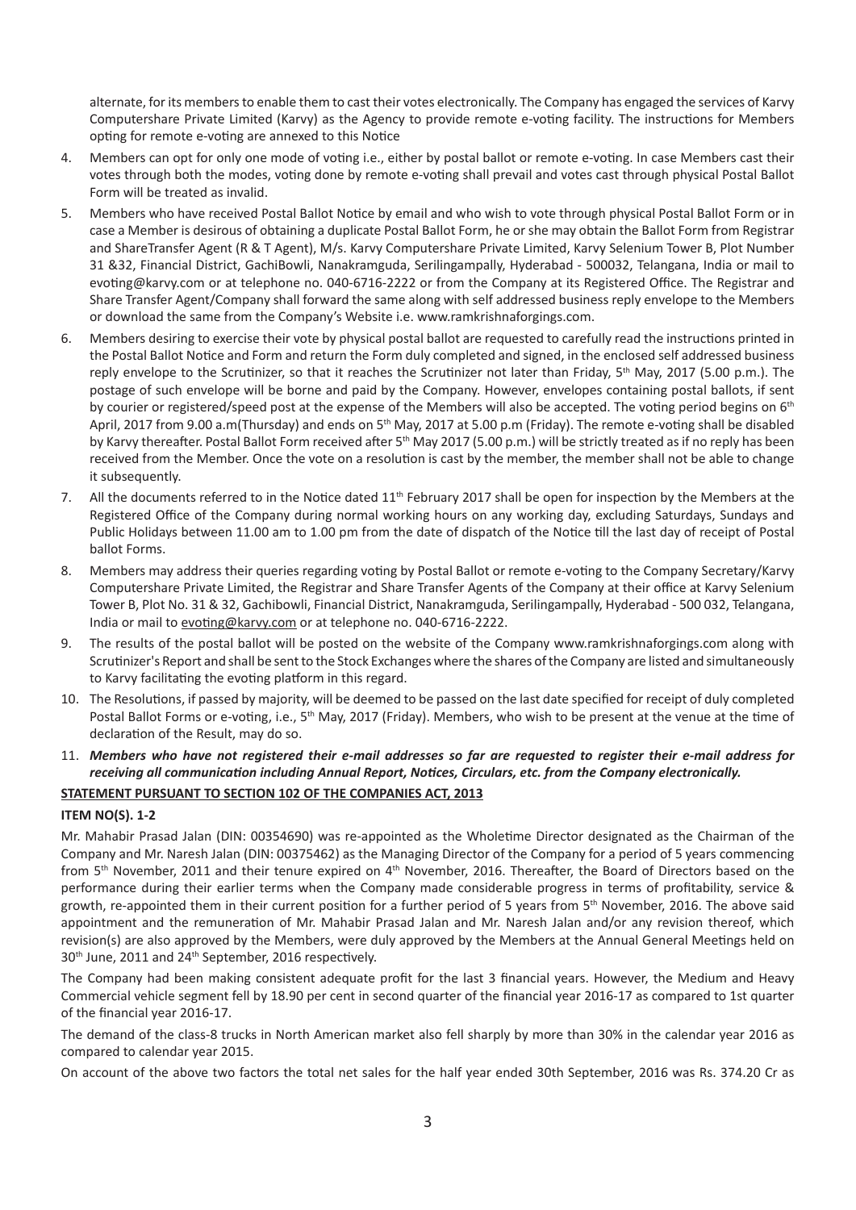alternate, for its members to enable them to cast their votes electronically. The Company has engaged the services of Karvy Computershare Private Limited (Karvy) as the Agency to provide remote e-voting facility. The instructions for Members opting for remote e-voting are annexed to this Notice

4. Members can opt for only one mode of voting i.e., either by postal ballot or remote e-voting. In case Members cast their votes through both the modes, voting done by remote e-voting shall prevail and votes cast through physical Postal Ballot Form will be treated as invalid.
5. Members who have received Postal Ballot Notice by email and who wish to vote through physical Postal Ballot Form or in case a Member is desirous of obtaining a duplicate Postal Ballot Form, he or she may obtain the Ballot Form from Registrar and ShareTransfer Agent (R & T Agent), M/s. Karvy Computershare Private Limited, Karvy Selenium Tower B, Plot Number 31 &32, Financial District, GachiBowli, Nanakramguda, Serilingampally, Hyderabad - 500032, Telangana, India or mail to evoting@karvy.com or at telephone no. 040-6716-2222 or from the Company at its Registered Office. The Registrar and Share Transfer Agent/Company shall forward the same along with self addressed business reply envelope to the Members or download the same from the Company's Website i.e. www.ramkrishnaforgings.com.
6. Members desiring to exercise their vote by physical postal ballot are requested to carefully read the instructions printed in the Postal Ballot Notice and Form and return the Form duly completed and signed, in the enclosed self addressed business reply envelope to the Scrutinizer, so that it reaches the Scrutinizer not later than Friday, 5th May, 2017 (5.00 p.m.). The postage of such envelope will be borne and paid by the Company. However, envelopes containing postal ballots, if sent by courier or registered/speed post at the expense of the Members will also be accepted. The voting period begins on 6th April, 2017 from 9.00 a.m(Thursday) and ends on 5th May, 2017 at 5.00 p.m (Friday). The remote e-voting shall be disabled by Karvy thereafter. Postal Ballot Form received after 5th May 2017 (5.00 p.m.) will be strictly treated as if no reply has been received from the Member. Once the vote on a resolution is cast by the member, the member shall not be able to change it subsequently.
7. All the documents referred to in the Notice dated 11th February 2017 shall be open for inspection by the Members at the Registered Office of the Company during normal working hours on any working day, excluding Saturdays, Sundays and Public Holidays between 11.00 am to 1.00 pm from the date of dispatch of the Notice till the last day of receipt of Postal ballot Forms.
8. Members may address their queries regarding voting by Postal Ballot or remote e-voting to the Company Secretary/Karvy Computershare Private Limited, the Registrar and Share Transfer Agents of the Company at their office at Karvy Selenium Tower B, Plot No. 31 & 32, Gachibowli, Financial District, Nanakramguda, Serilingampally, Hyderabad - 500 032, Telangana, India or mail to evoting@karvy.com or at telephone no. 040-6716-2222.
9. The results of the postal ballot will be posted on the website of the Company www.ramkrishnaforgings.com along with Scrutinizer's Report and shall be sent to the Stock Exchanges where the shares of the Company are listed and simultaneously to Karvy facilitating the evoting platform in this regard.
10. The Resolutions, if passed by majority, will be deemed to be passed on the last date specified for receipt of duly completed Postal Ballot Forms or e-voting, i.e., 5th May, 2017 (Friday). Members, who wish to be present at the venue at the time of declaration of the Result, may do so.
11. ***Members who have not registered their e-mail addresses so far are requested to register their e-mail address for receiving all communication including Annual Report, Notices, Circulars, etc. from the Company electronically.***

**STATEMENT PURSUANT TO SECTION 102 OF THE COMPANIES ACT, 2013**

**ITEM NO(S). 1-2**

Mr. Mahabir Prasad Jalan (DIN: 00354690) was re-appointed as the Wholetime Director designated as the Chairman of the Company and Mr. Naresh Jalan (DIN: 00375462) as the Managing Director of the Company for a period of 5 years commencing from 5th November, 2011 and their tenure expired on 4th November, 2016. Thereafter, the Board of Directors based on the performance during their earlier terms when the Company made considerable progress in terms of profitability, service & growth, re-appointed them in their current position for a further period of 5 years from 5th November, 2016. The above said appointment and the remuneration of Mr. Mahabir Prasad Jalan and Mr. Naresh Jalan and/or any revision thereof, which revision(s) are also approved by the Members, were duly approved by the Members at the Annual General Meetings held on 30th June, 2011 and 24th September, 2016 respectively.

The Company had been making consistent adequate profit for the last 3 financial years. However, the Medium and Heavy Commercial vehicle segment fell by 18.90 per cent in second quarter of the financial year 2016-17 as compared to 1st quarter of the financial year 2016-17.

The demand of the class-8 trucks in North American market also fell sharply by more than 30% in the calendar year 2016 as compared to calendar year 2015.

On account of the above two factors the total net sales for the half year ended 30th September, 2016 was Rs. 374.20 Cr as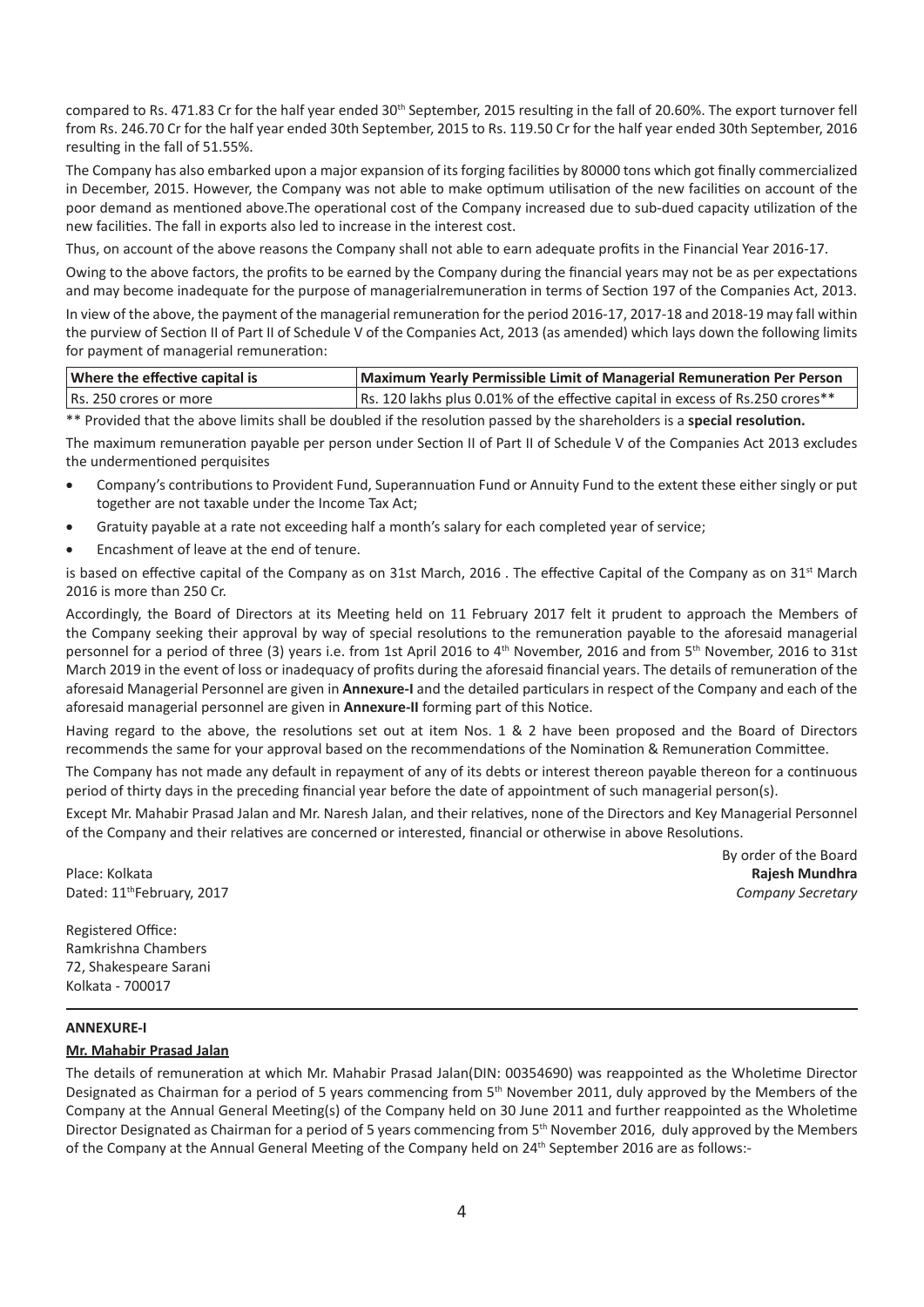compared to Rs. 471.83 Cr for the half year ended 30th September, 2015 resulting in the fall of 20.60%. The export turnover fell from Rs. 246.70 Cr for the half year ended 30th September, 2015 to Rs. 119.50 Cr for the half year ended 30th September, 2016 resulting in the fall of 51.55%.

The Company has also embarked upon a major expansion of its forging facilities by 80000 tons which got finally commercialized in December, 2015. However, the Company was not able to make optimum utilisation of the new facilities on account of the poor demand as mentioned above.The operational cost of the Company increased due to sub-dued capacity utilization of the new facilities. The fall in exports also led to increase in the interest cost.

Thus, on account of the above reasons the Company shall not able to earn adequate profits in the Financial Year 2016-17.

Owing to the above factors, the profits to be earned by the Company during the financial years may not be as per expectations and may become inadequate for the purpose of managerialremuneration in terms of Section 197 of the Companies Act, 2013.

In view of the above, the payment of the managerial remuneration for the period 2016-17, 2017-18 and 2018-19 may fall within the purview of Section II of Part II of Schedule V of the Companies Act, 2013 (as amended) which lays down the following limits for payment of managerial remuneration:

| Where the effective capital is | Maximum Yearly Permissible Limit of Managerial Remuneration Per Person |
|---|---|
| Rs. 250 crores or more | Rs. 120 lakhs plus 0.01% of the effective capital in excess of Rs.250 crores** |

** Provided that the above limits shall be doubled if the resolution passed by the shareholders is a **special resolution.**

The maximum remuneration payable per person under Section II of Part II of Schedule V of the Companies Act 2013 excludes the undermentioned perquisites

- Company's contributions to Provident Fund, Superannuation Fund or Annuity Fund to the extent these either singly or put together are not taxable under the Income Tax Act;
- Gratuity payable at a rate not exceeding half a month's salary for each completed year of service;
- Encashment of leave at the end of tenure.

is based on effective capital of the Company as on 31st March, 2016 . The effective Capital of the Company as on 31st March 2016 is more than 250 Cr.

Accordingly, the Board of Directors at its Meeting held on 11 February 2017 felt it prudent to approach the Members of the Company seeking their approval by way of special resolutions to the remuneration payable to the aforesaid managerial personnel for a period of three (3) years i.e. from 1st April 2016 to 4th November, 2016 and from 5th November, 2016 to 31st March 2019 in the event of loss or inadequacy of profits during the aforesaid financial years. The details of remuneration of the aforesaid Managerial Personnel are given in **Annexure-I** and the detailed particulars in respect of the Company and each of the aforesaid managerial personnel are given in **Annexure-II** forming part of this Notice.

Having regard to the above, the resolutions set out at item Nos. 1 & 2 have been proposed and the Board of Directors recommends the same for your approval based on the recommendations of the Nomination & Remuneration Committee.

The Company has not made any default in repayment of any of its debts or interest thereon payable thereon for a continuous period of thirty days in the preceding financial year before the date of appointment of such managerial person(s).

Except Mr. Mahabir Prasad Jalan and Mr. Naresh Jalan, and their relatives, none of the Directors and Key Managerial Personnel of the Company and their relatives are concerned or interested, financial or otherwise in above Resolutions.

By order of the Board
**Rajesh Mundhra**
*Company Secretary*

Place: Kolkata
Dated: 11thFebruary, 2017

Registered Office:
Ramkrishna Chambers
72, Shakespeare Sarani
Kolkata - 700017

**ANNEXURE-I**

**Mr. Mahabir Prasad Jalan**

The details of remuneration at which Mr. Mahabir Prasad Jalan(DIN: 00354690) was reappointed as the Wholetime Director Designated as Chairman for a period of 5 years commencing from 5th November 2011, duly approved by the Members of the Company at the Annual General Meeting(s) of the Company held on 30 June 2011 and further reappointed as the Wholetime Director Designated as Chairman for a period of 5 years commencing from 5th November 2016, duly approved by the Members of the Company at the Annual General Meeting of the Company held on 24th September 2016 are as follows:-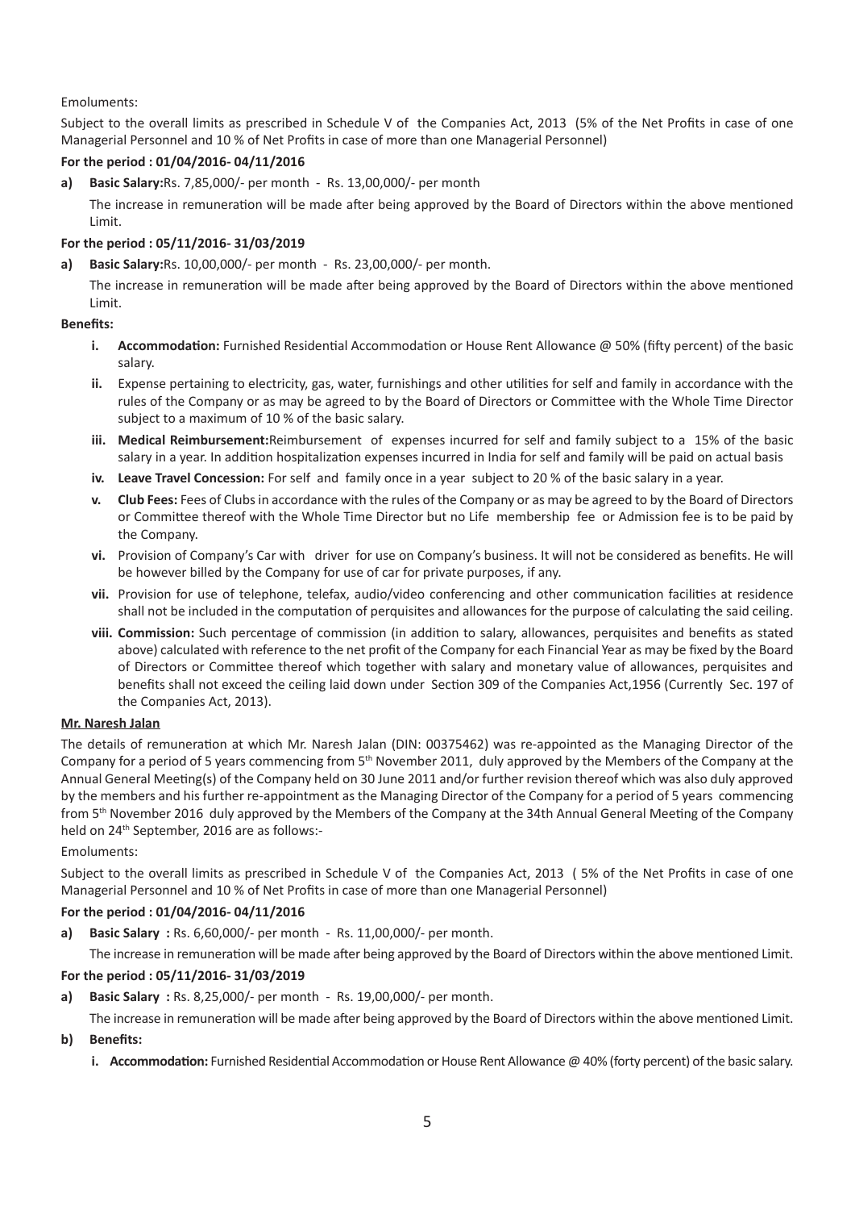Emoluments:

Subject to the overall limits as prescribed in Schedule V of the Companies Act, 2013 (5% of the Net Profits in case of one Managerial Personnel and 10 % of Net Profits in case of more than one Managerial Personnel)

**For the period : 01/04/2016- 04/11/2016**

**a) Basic Salary:**Rs. 7,85,000/- per month - Rs. 13,00,000/- per month

The increase in remuneration will be made after being approved by the Board of Directors within the above mentioned Limit.

**For the period : 05/11/2016- 31/03/2019**

**a) Basic Salary:**Rs. 10,00,000/- per month - Rs. 23,00,000/- per month.

The increase in remuneration will be made after being approved by the Board of Directors within the above mentioned Limit.

**Benefits:**

- **i. Accommodation:** Furnished Residential Accommodation or House Rent Allowance @ 50% (fifty percent) of the basic salary.
- **ii.** Expense pertaining to electricity, gas, water, furnishings and other utilities for self and family in accordance with the rules of the Company or as may be agreed to by the Board of Directors or Committee with the Whole Time Director subject to a maximum of 10 % of the basic salary.
- **iii. Medical Reimbursement:**Reimbursement of expenses incurred for self and family subject to a 15% of the basic salary in a year. In addition hospitalization expenses incurred in India for self and family will be paid on actual basis
- **iv. Leave Travel Concession:** For self and family once in a year subject to 20 % of the basic salary in a year.
- **v. Club Fees:** Fees of Clubs in accordance with the rules of the Company or as may be agreed to by the Board of Directors or Committee thereof with the Whole Time Director but no Life membership fee or Admission fee is to be paid by the Company.
- **vi.** Provision of Company's Car with driver for use on Company's business. It will not be considered as benefits. He will be however billed by the Company for use of car for private purposes, if any.
- **vii.** Provision for use of telephone, telefax, audio/video conferencing and other communication facilities at residence shall not be included in the computation of perquisites and allowances for the purpose of calculating the said ceiling.
- **viii. Commission:** Such percentage of commission (in addition to salary, allowances, perquisites and benefits as stated above) calculated with reference to the net profit of the Company for each Financial Year as may be fixed by the Board of Directors or Committee thereof which together with salary and monetary value of allowances, perquisites and benefits shall not exceed the ceiling laid down under Section 309 of the Companies Act,1956 (Currently Sec. 197 of the Companies Act, 2013).

**Mr. Naresh Jalan**

The details of remuneration at which Mr. Naresh Jalan (DIN: 00375462) was re-appointed as the Managing Director of the Company for a period of 5 years commencing from 5th November 2011, duly approved by the Members of the Company at the Annual General Meeting(s) of the Company held on 30 June 2011 and/or further revision thereof which was also duly approved by the members and his further re-appointment as the Managing Director of the Company for a period of 5 years commencing from 5th November 2016 duly approved by the Members of the Company at the 34th Annual General Meeting of the Company held on 24th September, 2016 are as follows:-

Emoluments:

Subject to the overall limits as prescribed in Schedule V of the Companies Act, 2013 ( 5% of the Net Profits in case of one Managerial Personnel and 10 % of Net Profits in case of more than one Managerial Personnel)

**For the period : 01/04/2016- 04/11/2016**

**a) Basic Salary :** Rs. 6,60,000/- per month - Rs. 11,00,000/- per month.

The increase in remuneration will be made after being approved by the Board of Directors within the above mentioned Limit.

**For the period : 05/11/2016- 31/03/2019**

**a) Basic Salary :** Rs. 8,25,000/- per month - Rs. 19,00,000/- per month.

The increase in remuneration will be made after being approved by the Board of Directors within the above mentioned Limit.

**b) Benefits:**

- **i. Accommodation:** Furnished Residential Accommodation or House Rent Allowance @ 40% (forty percent) of the basic salary.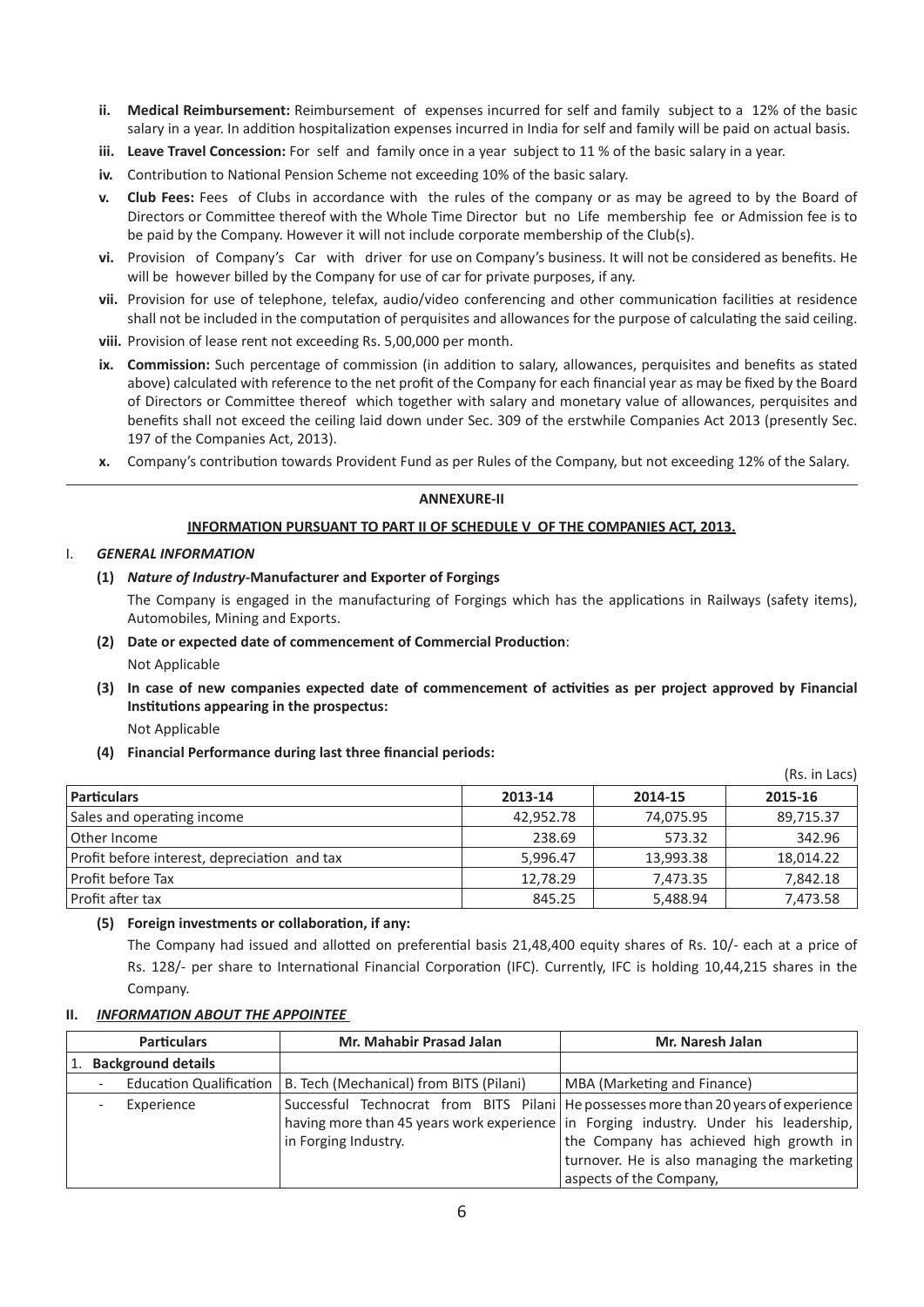- **ii. Medical Reimbursement:** Reimbursement of expenses incurred for self and family subject to a 12% of the basic salary in a year. In addition hospitalization expenses incurred in India for self and family will be paid on actual basis.
- **iii. Leave Travel Concession:** For self and family once in a year subject to 11 % of the basic salary in a year.
- **iv.** Contribution to National Pension Scheme not exceeding 10% of the basic salary.
- **v. Club Fees:** Fees of Clubs in accordance with the rules of the company or as may be agreed to by the Board of Directors or Committee thereof with the Whole Time Director but no Life membership fee or Admission fee is to be paid by the Company. However it will not include corporate membership of the Club(s).
- **vi.** Provision of Company's Car with driver for use on Company's business. It will not be considered as benefits. He will be however billed by the Company for use of car for private purposes, if any.
- **vii.** Provision for use of telephone, telefax, audio/video conferencing and other communication facilities at residence shall not be included in the computation of perquisites and allowances for the purpose of calculating the said ceiling.
- **viii.** Provision of lease rent not exceeding Rs. 5,00,000 per month.
- **ix. Commission:** Such percentage of commission (in addition to salary, allowances, perquisites and benefits as stated above) calculated with reference to the net profit of the Company for each financial year as may be fixed by the Board of Directors or Committee thereof which together with salary and monetary value of allowances, perquisites and benefits shall not exceed the ceiling laid down under Sec. 309 of the erstwhile Companies Act 2013 (presently Sec. 197 of the Companies Act, 2013).
- **x.** Company's contribution towards Provident Fund as per Rules of the Company, but not exceeding 12% of the Salary.

---

## ANNEXURE-II

### INFORMATION PURSUANT TO PART II OF SCHEDULE V OF THE COMPANIES ACT, 2013.

I. ***GENERAL INFORMATION***

**(1)** ***Nature of Industry*-Manufacturer and Exporter of Forgings**

The Company is engaged in the manufacturing of Forgings which has the applications in Railways (safety items), Automobiles, Mining and Exports.

**(2) Date or expected date of commencement of Commercial Production**:

Not Applicable

**(3) In case of new companies expected date of commencement of activities as per project approved by Financial Institutions appearing in the prospectus:**

Not Applicable

**(4) Financial Performance during last three financial periods:**

(Rs. in Lacs)

| Particulars | 2013-14 | 2014-15 | 2015-16 |
|---|---|---|---|
| Sales and operating income | 42,952.78 | 74,075.95 | 89,715.37 |
| Other Income | 238.69 | 573.32 | 342.96 |
| Profit before interest, depreciation and tax | 5,996.47 | 13,993.38 | 18,014.22 |
| Profit before Tax | 12,78.29 | 7,473.35 | 7,842.18 |
| Profit after tax | 845.25 | 5,488.94 | 7,473.58 |

**(5) Foreign investments or collaboration, if any:**

The Company had issued and allotted on preferential basis 21,48,400 equity shares of Rs. 10/- each at a price of Rs. 128/- per share to International Financial Corporation (IFC). Currently, IFC is holding 10,44,215 shares in the Company.

II. ***INFORMATION ABOUT THE APPOINTEE***

| Particulars | Mr. Mahabir Prasad Jalan | Mr. Naresh Jalan |
|---|---|---|
| 1. **Background details** | | |
| - Education Qualification | B. Tech (Mechanical) from BITS (Pilani) | MBA (Marketing and Finance) |
| - Experience | Successful Technocrat from BITS Pilani having more than 45 years work experience in Forging Industry. | He possesses more than 20 years of experience in Forging industry. Under his leadership, the Company has achieved high growth in turnover. He is also managing the marketing aspects of the Company, |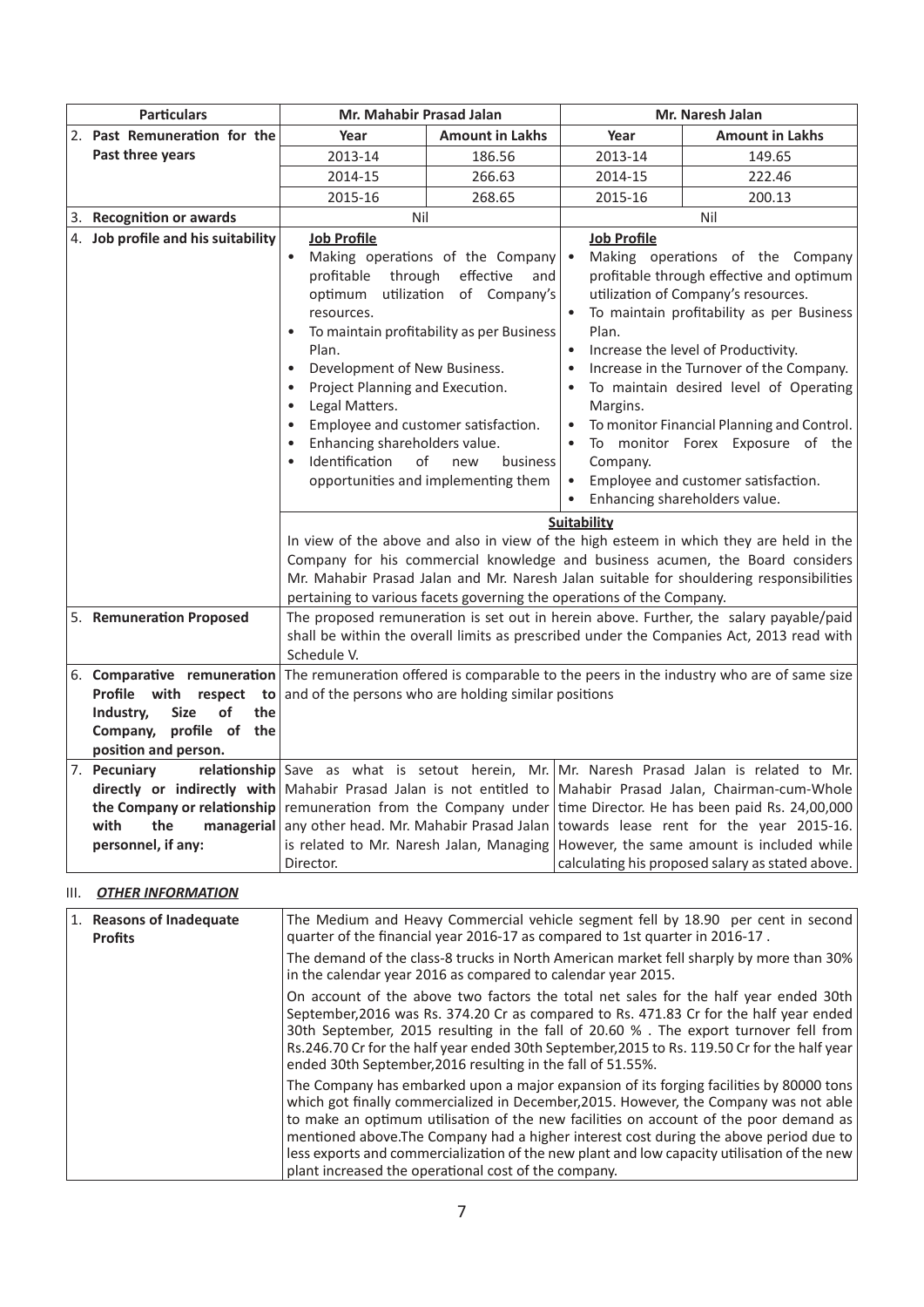| Particulars | Mr. Mahabir Prasad Jalan | | Mr. Naresh Jalan | |
|---|---|---|---|---|
| 2. **Past Remuneration for the Past three years** | **Year** | **Amount in Lakhs** | **Year** | **Amount in Lakhs** |
| | 2013-14 | 186.56 | 2013-14 | 149.65 |
| | 2014-15 | 266.63 | 2014-15 | 222.46 |
| | 2015-16 | 268.65 | 2015-16 | 200.13 |
| 3. **Recognition or awards** | Nil | | Nil | |
| 4. **Job profile and his suitability** | **Job Profile** <br>• Making operations of the Company profitable through effective and optimum utilization of Company's resources.<br>• To maintain profitability as per Business Plan.<br>• Development of New Business.<br>• Project Planning and Execution.<br>• Legal Matters.<br>• Employee and customer satisfaction.<br>• Enhancing shareholders value.<br>• Identification of new business opportunities and implementing them | | **Job Profile** <br>• Making operations of the Company profitable through effective and optimum utilization of Company's resources.<br>• To maintain profitability as per Business Plan.<br>• Increase the level of Productivity.<br>• Increase in the Turnover of the Company.<br>• To maintain desired level of Operating Margins.<br>• To monitor Financial Planning and Control.<br>• To monitor Forex Exposure of the Company.<br>• Employee and customer satisfaction.<br>• Enhancing shareholders value. | |
| | **Suitability** <br>In view of the above and also in view of the high esteem in which they are held in the Company for his commercial knowledge and business acumen, the Board considers Mr. Mahabir Prasad Jalan and Mr. Naresh Jalan suitable for shouldering responsibilities pertaining to various facets governing the operations of the Company. | | | |
| 5. **Remuneration Proposed** | The proposed remuneration is set out in herein above. Further, the salary payable/paid shall be within the overall limits as prescribed under the Companies Act, 2013 read with Schedule V. | | | |
| 6. **Comparative remuneration Profile with respect to Industry, Size of the Company, profile of the position and person.** | The remuneration offered is comparable to the peers in the industry who are of same size and of the persons who are holding similar positions | | | |
| 7. **Pecuniary relationship directly or indirectly with the Company or relationship with the managerial personnel, if any:** | Save as what is setout herein, Mr. Mahabir Prasad Jalan is not entitled to remuneration from the Company under any other head. Mr. Mahabir Prasad Jalan is related to Mr. Naresh Jalan, Managing Director. | | Mr. Naresh Prasad Jalan is related to Mr. Mahabir Prasad Jalan, Chairman-cum-Whole time Director. He has been paid Rs. 24,00,000 towards lease rent for the year 2015-16. However, the same amount is included while calculating his proposed salary as stated above. | |

## III. ***OTHER INFORMATION***

| | |
|---|---|
| 1. **Reasons of Inadequate Profits** | The Medium and Heavy Commercial vehicle segment fell by 18.90 per cent in second quarter of the financial year 2016-17 as compared to 1st quarter in 2016-17 .<br><br>The demand of the class-8 trucks in North American market fell sharply by more than 30% in the calendar year 2016 as compared to calendar year 2015.<br><br>On account of the above two factors the total net sales for the half year ended 30th September,2016 was Rs. 374.20 Cr as compared to Rs. 471.83 Cr for the half year ended 30th September, 2015 resulting in the fall of 20.60 % . The export turnover fell from Rs.246.70 Cr for the half year ended 30th September,2015 to Rs. 119.50 Cr for the half year ended 30th September,2016 resulting in the fall of 51.55%.<br><br>The Company has embarked upon a major expansion of its forging facilities by 80000 tons which got finally commercialized in December,2015. However, the Company was not able to make an optimum utilisation of the new facilities on account of the poor demand as mentioned above.The Company had a higher interest cost during the above period due to less exports and commercialization of the new plant and low capacity utilisation of the new plant increased the operational cost of the company. |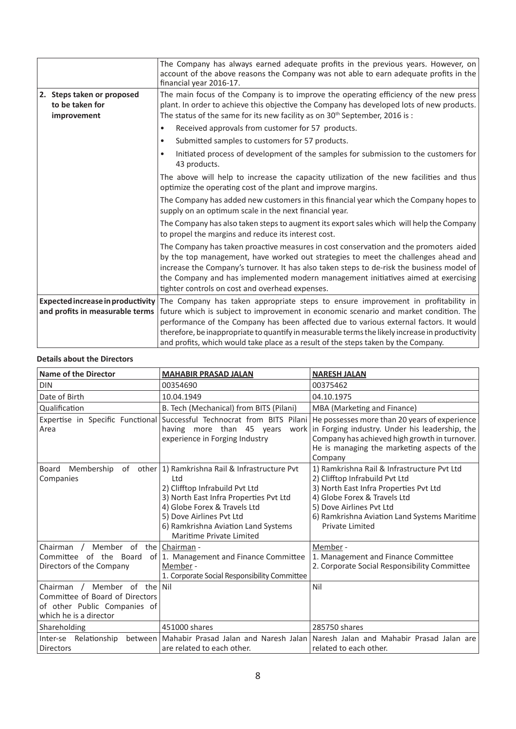| | |
|---|---|
| | The Company has always earned adequate profits in the previous years. However, on account of the above reasons the Company was not able to earn adequate profits in the financial year 2016-17. |
| **2. Steps taken or proposed to be taken for improvement** | The main focus of the Company is to improve the operating efficiency of the new press plant. In order to achieve this objective the Company has developed lots of new products. The status of the same for its new facility as on 30th September, 2016 is :<br>• Received approvals from customer for 57 products.<br>• Submitted samples to customers for 57 products.<br>• Initiated process of development of the samples for submission to the customers for 43 products.<br>The above will help to increase the capacity utilization of the new facilities and thus optimize the operating cost of the plant and improve margins.<br>The Company has added new customers in this financial year which the Company hopes to supply on an optimum scale in the next financial year.<br>The Company has also taken steps to augment its export sales which will help the Company to propel the margins and reduce its interest cost.<br>The Company has taken proactive measures in cost conservation and the promoters aided by the top management, have worked out strategies to meet the challenges ahead and increase the Company's turnover. It has also taken steps to de-risk the business model of the Company and has implemented modern management initiatives aimed at exercising tighter controls on cost and overhead expenses. |
| **Expected increase in productivity and profits in measurable terms** | The Company has taken appropriate steps to ensure improvement in profitability in future which is subject to improvement in economic scenario and market condition. The performance of the Company has been affected due to various external factors. It would therefore, be inappropriate to quantify in measurable terms the likely increase in productivity and profits, which would take place as a result of the steps taken by the Company. |

**Details about the Directors**

| Name of the Director | MAHABIR PRASAD JALAN | NARESH JALAN |
|---|---|---|
| DIN | 00354690 | 00375462 |
| Date of Birth | 10.04.1949 | 04.10.1975 |
| Qualification | B. Tech (Mechanical) from BITS (Pilani) | MBA (Marketing and Finance) |
| Expertise in Specific Functional Area | Successful Technocrat from BITS Pilani having more than 45 years work experience in Forging Industry | He possesses more than 20 years of experience in Forging industry. Under his leadership, the Company has achieved high growth in turnover. He is managing the marketing aspects of the Company |
| Board Membership of other Companies | 1) Ramkrishna Rail & Infrastructure Pvt Ltd<br>2) Clifftop Infrabuild Pvt Ltd<br>3) North East Infra Properties Pvt Ltd<br>4) Globe Forex & Travels Ltd<br>5) Dove Airlines Pvt Ltd<br>6) Ramkrishna Aviation Land Systems Maritime Private Limited | 1) Ramkrishna Rail & Infrastructure Pvt Ltd<br>2) Clifftop Infrabuild Pvt Ltd<br>3) North East Infra Properties Pvt Ltd<br>4) Globe Forex & Travels Ltd<br>5) Dove Airlines Pvt Ltd<br>6) Ramkrishna Aviation Land Systems Maritime Private Limited |
| Chairman / Member of the Committee of the Board of Directors of the Company | Chairman -<br>1. Management and Finance Committee<br>Member -<br>1. Corporate Social Responsibility Committee | Member -<br>1. Management and Finance Committee<br>2. Corporate Social Responsibility Committee |
| Chairman / Member of the Committee of Board of Directors of other Public Companies of which he is a director | Nil | Nil |
| Shareholding | 451000 shares | 285750 shares |
| Inter-se Relationship between Directors | Mahabir Prasad Jalan and Naresh Jalan are related to each other. | Naresh Jalan and Mahabir Prasad Jalan are related to each other. |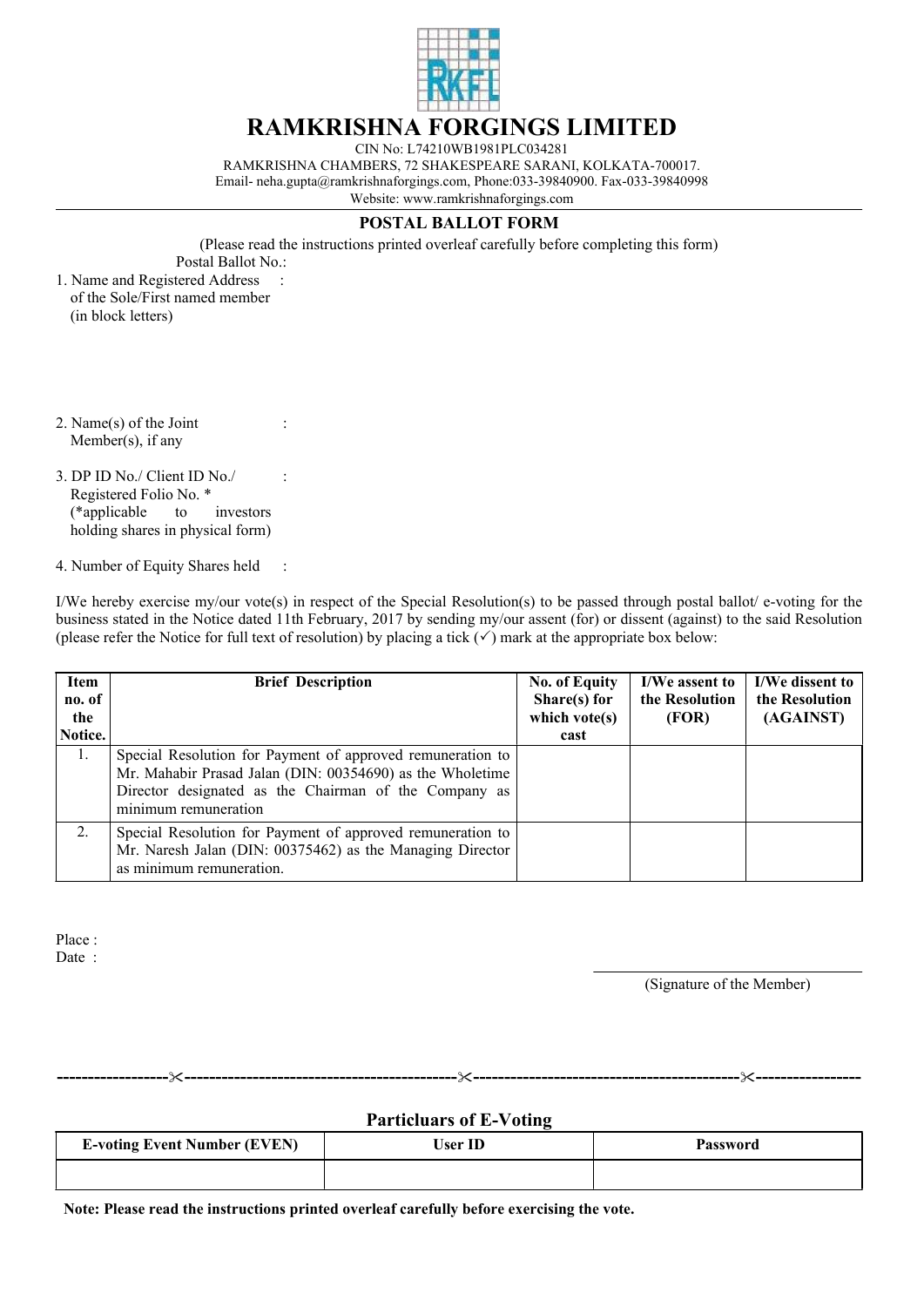# RAMKRISHNA FORGINGS LIMITED

CIN No: L74210WB1981PLC034281

RAMKRISHNA CHAMBERS, 72 SHAKESPEARE SARANI, KOLKATA-700017.

Email- neha.gupta@ramkrishnaforgings.com, Phone:033-39840900. Fax-033-39840998

Website: www.ramkrishnaforgings.com

## POSTAL BALLOT FORM

(Please read the instructions printed overleaf carefully before completing this form)

Postal Ballot No.:

1. Name and Registered Address of the Sole/First named member (in block letters) :

2. Name(s) of the Joint Member(s), if any :

3. DP ID No./ Client ID No./ Registered Folio No. * (*applicable to investors holding shares in physical form) :

4. Number of Equity Shares held :

I/We hereby exercise my/our vote(s) in respect of the Special Resolution(s) to be passed through postal ballot/ e-voting for the business stated in the Notice dated 11th February, 2017 by sending my/our assent (for) or dissent (against) to the said Resolution (please refer the Notice for full text of resolution) by placing a tick (✓) mark at the appropriate box below:

| Item no. of the Notice. | Brief Description | No. of Equity Share(s) for which vote(s) cast | I/We assent to the Resolution (FOR) | I/We dissent to the Resolution (AGAINST) |
|---|---|---|---|---|
| 1. | Special Resolution for Payment of approved remuneration to Mr. Mahabir Prasad Jalan (DIN: 00354690) as the Wholetime Director designated as the Chairman of the Company as minimum remuneration | | | |
| 2. | Special Resolution for Payment of approved remuneration to Mr. Naresh Jalan (DIN: 00375462) as the Managing Director as minimum remuneration. | | | |

Place :

Date :

(Signature of the Member)

-----------------✂-------------------------------------------✂------------------------------------------✂----------------

### Particulars of E-Voting

| E-voting Event Number (EVEN) | User ID | Password |
|---|---|---|
| | | |

**Note: Please read the instructions printed overleaf carefully before exercising the vote.**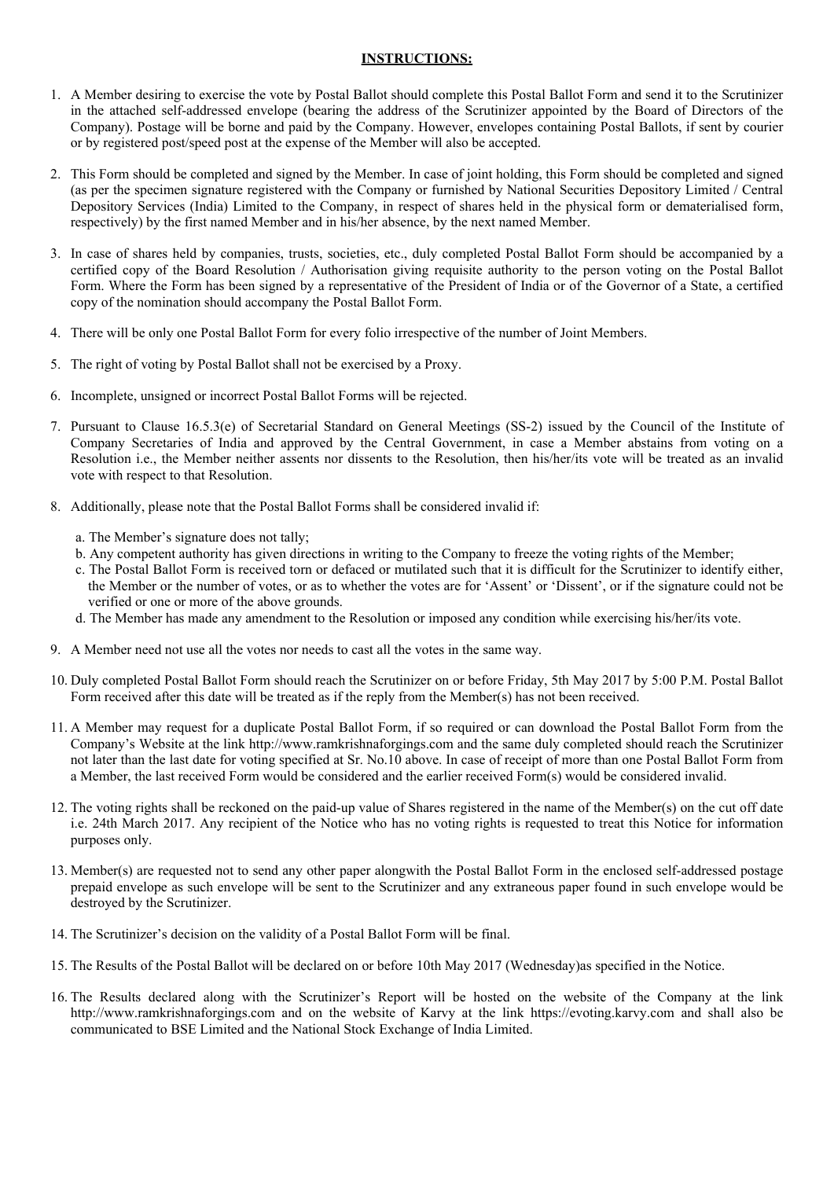## INSTRUCTIONS:

1. A Member desiring to exercise the vote by Postal Ballot should complete this Postal Ballot Form and send it to the Scrutinizer in the attached self-addressed envelope (bearing the address of the Scrutinizer appointed by the Board of Directors of the Company). Postage will be borne and paid by the Company. However, envelopes containing Postal Ballots, if sent by courier or by registered post/speed post at the expense of the Member will also be accepted.

2. This Form should be completed and signed by the Member. In case of joint holding, this Form should be completed and signed (as per the specimen signature registered with the Company or furnished by National Securities Depository Limited / Central Depository Services (India) Limited to the Company, in respect of shares held in the physical form or dematerialised form, respectively) by the first named Member and in his/her absence, by the next named Member.

3. In case of shares held by companies, trusts, societies, etc., duly completed Postal Ballot Form should be accompanied by a certified copy of the Board Resolution / Authorisation giving requisite authority to the person voting on the Postal Ballot Form. Where the Form has been signed by a representative of the President of India or of the Governor of a State, a certified copy of the nomination should accompany the Postal Ballot Form.

4. There will be only one Postal Ballot Form for every folio irrespective of the number of Joint Members.

5. The right of voting by Postal Ballot shall not be exercised by a Proxy.

6. Incomplete, unsigned or incorrect Postal Ballot Forms will be rejected.

7. Pursuant to Clause 16.5.3(e) of Secretarial Standard on General Meetings (SS-2) issued by the Council of the Institute of Company Secretaries of India and approved by the Central Government, in case a Member abstains from voting on a Resolution i.e., the Member neither assents nor dissents to the Resolution, then his/her/its vote will be treated as an invalid vote with respect to that Resolution.

8. Additionally, please note that the Postal Ballot Forms shall be considered invalid if:

   a. The Member's signature does not tally;
   b. Any competent authority has given directions in writing to the Company to freeze the voting rights of the Member;
   c. The Postal Ballot Form is received torn or defaced or mutilated such that it is difficult for the Scrutinizer to identify either, the Member or the number of votes, or as to whether the votes are for 'Assent' or 'Dissent', or if the signature could not be verified or one or more of the above grounds.
   d. The Member has made any amendment to the Resolution or imposed any condition while exercising his/her/its vote.

9. A Member need not use all the votes nor needs to cast all the votes in the same way.

10. Duly completed Postal Ballot Form should reach the Scrutinizer on or before Friday, 5th May 2017 by 5:00 P.M. Postal Ballot Form received after this date will be treated as if the reply from the Member(s) has not been received.

11. A Member may request for a duplicate Postal Ballot Form, if so required or can download the Postal Ballot Form from the Company's Website at the link http://www.ramkrishnaforgings.com and the same duly completed should reach the Scrutinizer not later than the last date for voting specified at Sr. No.10 above. In case of receipt of more than one Postal Ballot Form from a Member, the last received Form would be considered and the earlier received Form(s) would be considered invalid.

12. The voting rights shall be reckoned on the paid-up value of Shares registered in the name of the Member(s) on the cut off date i.e. 24th March 2017. Any recipient of the Notice who has no voting rights is requested to treat this Notice for information purposes only.

13. Member(s) are requested not to send any other paper alongwith the Postal Ballot Form in the enclosed self-addressed postage prepaid envelope as such envelope will be sent to the Scrutinizer and any extraneous paper found in such envelope would be destroyed by the Scrutinizer.

14. The Scrutinizer's decision on the validity of a Postal Ballot Form will be final.

15. The Results of the Postal Ballot will be declared on or before 10th May 2017 (Wednesday)as specified in the Notice.

16. The Results declared along with the Scrutinizer's Report will be hosted on the website of the Company at the link http://www.ramkrishnaforgings.com and on the website of Karvy at the link https://evoting.karvy.com and shall also be communicated to BSE Limited and the National Stock Exchange of India Limited.